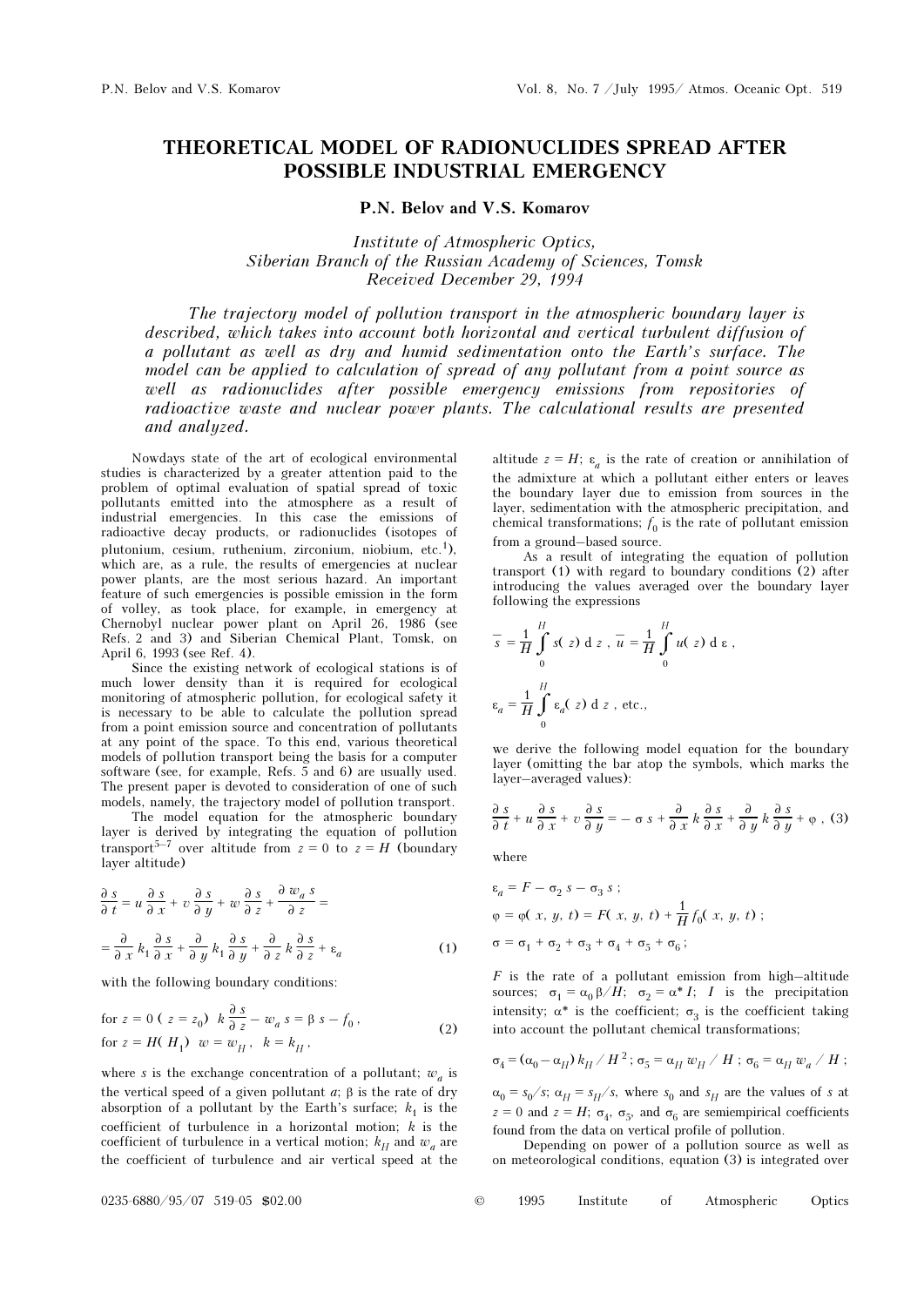# THEORETICAL MODEL OF RADIONUCLIDES SPREAD AFTER POSSIBLE INDUSTRIAL EMERGENCY

**P.N. Belov and V.S. Komarov**

*Institute of Atmospheric Optics,*
*Siberian Branch of the Russian Academy of Sciences, Tomsk*
*Received December 29, 1994*

*The trajectory model of pollution transport in the atmospheric boundary layer is described, which takes into account both horizontal and vertical turbulent diffusion of a pollutant as well as dry and humid sedimentation onto the Earth's surface. The model can be applied to calculation of spread of any pollutant from a point source as well as radionuclides after possible emergency emissions from repositories of radioactive waste and nuclear power plants. The calculational results are presented and analyzed.*

Nowdays state of the art of ecological environmental studies is characterized by a greater attention paid to the problem of optimal evaluation of spatial spread of toxic pollutants emitted into the atmosphere as a result of industrial emergencies. In this case the emissions of radioactive decay products, or radionuclides (isotopes of plutonium, cesium, ruthenium, zirconium, niobium, etc.[1]), which are, as a rule, the results of emergencies at nuclear power plants, are the most serious hazard. An important feature of such emergencies is possible emission in the form of volley, as took place, for example, in emergency at Chernobyl nuclear power plant on April 26, 1986 (see Refs. 2 and 3) and Siberian Chemical Plant, Tomsk, on April 6, 1993 (see Ref. 4).

Since the existing network of ecological stations is of much lower density than it is required for ecological monitoring of atmospheric pollution, for ecological safety it is necessary to be able to calculate the pollution spread from a point emission source and concentration of pollutants at any point of the space. To this end, various theoretical models of pollution transport being the basis for a computer software (see, for example, Refs. 5 and 6) are usually used. The present paper is devoted to consideration of one of such models, namely, the trajectory model of pollution transport.

The model equation for the atmospheric boundary layer is derived by integrating the equation of pollution transport[5–7] over altitude from $z = 0$ to $z = H$ (boundary layer altitude)

$$\frac{\partial s}{\partial t} = u\frac{\partial s}{\partial x} + v\frac{\partial s}{\partial y} + w\frac{\partial s}{\partial z} + \frac{\partial w_a s}{\partial z} =$$

$$= \frac{\partial}{\partial x}k_1\frac{\partial s}{\partial x} + \frac{\partial}{\partial y}k_1\frac{\partial s}{\partial y} + \frac{\partial}{\partial z}k\frac{\partial s}{\partial z} + \varepsilon_a \qquad (1)$$

with the following boundary conditions:

$$\text{for } z = 0\ (z = z_0)\quad k\frac{\partial s}{\partial z} - w_a s = \beta s - f_0,$$
$$\text{for } z = H(H_1)\quad w = w_H,\quad k = k_H, \qquad (2)$$

where $s$ is the exchange concentration of a pollutant; $w_a$ is the vertical speed of a given pollutant $a$; $\beta$ is the rate of dry absorption of a pollutant by the Earth's surface; $k_1$ is the coefficient of turbulence in a horizontal motion; $k$ is the coefficient of turbulence in a vertical motion; $k_H$ and $w_a$ are the coefficient of turbulence and air vertical speed at the altitude $z = H$; $\varepsilon_a$ is the rate of creation or annihilation of the admixture at which a pollutant either enters or leaves the boundary layer due to emission from sources in the layer, sedimentation with the atmospheric precipitation, and chemical transformations; $f_0$ is the rate of pollutant emission from a ground–based source.

As a result of integrating the equation of pollution transport (1) with regard to boundary conditions (2) after introducing the values averaged over the boundary layer following the expressions

$$\bar{s} = \frac{1}{H}\int_0^H s(z)\,\mathrm{d}z,\quad \bar{u} = \frac{1}{H}\int_0^H u(z)\,\mathrm{d}\varepsilon,$$

$$\varepsilon_a = \frac{1}{H}\int_0^H \varepsilon_a(z)\,\mathrm{d}z,\ \text{etc.},$$

we derive the following model equation for the boundary layer (omitting the bar atop the symbols, which marks the layer–averaged values):

$$\frac{\partial s}{\partial t} + u\frac{\partial s}{\partial x} + v\frac{\partial s}{\partial y} = -\sigma s + \frac{\partial}{\partial x}k\frac{\partial s}{\partial x} + \frac{\partial}{\partial y}k\frac{\partial s}{\partial y} + \varphi, \qquad (3)$$

where

$$\varepsilon_a = F - \sigma_2 s - \sigma_3 s;$$

$$\varphi = \varphi(x, y, t) = F(x, y, t) + \frac{1}{H}f_0(x, y, t);$$

$$\sigma = \sigma_1 + \sigma_2 + \sigma_3 + \sigma_4 + \sigma_5 + \sigma_6;$$

$F$ is the rate of a pollutant emission from high–altitude sources; $\sigma_1 = \alpha_0\beta/H$; $\sigma_2 = \alpha^* I$; $I$ is the precipitation intensity; $\alpha^*$ is the coefficient; $\sigma_3$ is the coefficient taking into account the pollutant chemical transformations;

$$\sigma_4 = (\alpha_0 - \alpha_H)\,k_H / H^2;\ \sigma_5 = \alpha_H w_H / H;\ \sigma_6 = \alpha_H w_a / H;$$

$\alpha_0 = s_0/s$; $\alpha_H = s_H/s$, where $s_0$ and $s_H$ are the values of $s$ at $z = 0$ and $z = H$; $\sigma_4$, $\sigma_5$, and $\sigma_6$ are semiempirical coefficients found from the data on vertical profile of pollution.

Depending on power of a pollution source as well as on meteorological conditions, equation (3) is integrated over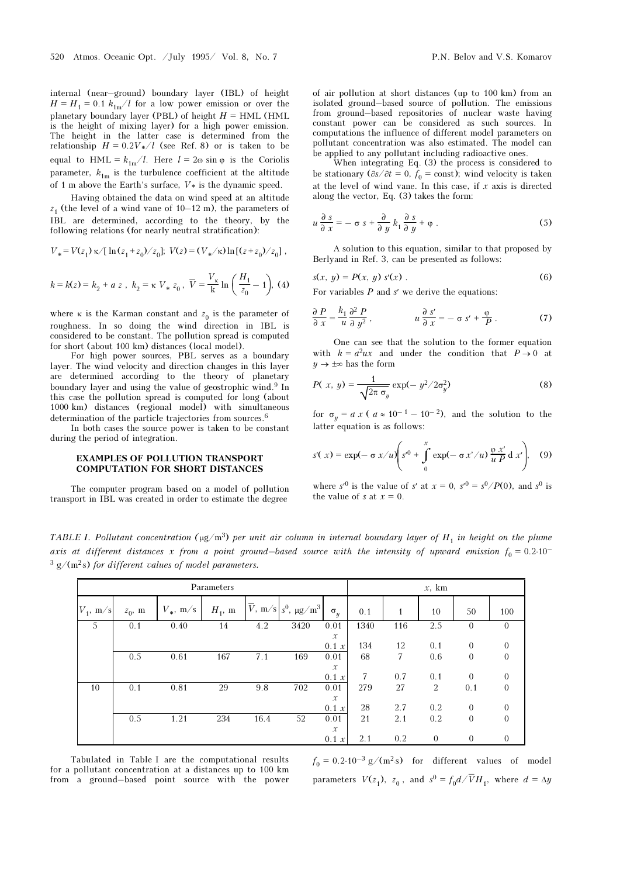internal (near–ground) boundary layer (IBL) of height $H = H_1 = 0.1\ k_{1m}/l$ for a low power emission or over the planetary boundary layer (PBL) of height $H$ = HML (HML is the height of mixing layer) for a high power emission. The height in the latter case is determined from the relationship $H = 0.2V_*/l$ (see Ref. 8) or is taken to be equal to $\mathrm{HML} = k_{1m}/l$. Here $l = 2\omega \sin \varphi$ is the Coriolis parameter, $k_{1m}$ is the turbulence coefficient at the altitude of 1 m above the Earth's surface, $V_*$ is the dynamic speed.

Having obtained the data on wind speed at an altitude $z_1$ (the level of a wind vane of 10–12 m), the parameters of IBL are determined, according to the theory, by the following relations (for nearly neutral stratification):

$$V_* = V(z_1)\, \kappa/[\ln(z_1 + z_0)/z_0];\ V(z) = (V_*/\kappa) \ln[(z + z_0)/z_0],$$

$$k = k(z) = k_2 + a\, z\,,\ k_2 = \kappa\, V_*\, z_0\,,\ \overline{V} = \frac{V_\kappa}{\mathrm{k}} \ln\left(\frac{H_1}{z_0} - 1\right), \quad (4)$$

where $\kappa$ is the Karman constant and $z_0$ is the parameter of roughness. In so doing the wind direction in IBL is considered to be constant. The pollution spread is computed for short (about 100 km) distances (local model).

For high power sources, PBL serves as a boundary layer. The wind velocity and direction changes in this layer are determined according to the theory of planetary boundary layer and using the value of geostrophic wind.[9] In this case the pollution spread is computed for long (about 1000 km) distances (regional model) with simultaneous determination of the particle trajectories from sources.[6]

In both cases the source power is taken to be constant during the period of integration.

## EXAMPLES OF POLLUTION TRANSPORT COMPUTATION FOR SHORT DISTANCES

The computer program based on a model of pollution transport in IBL was created in order to estimate the degree of air pollution at short distances (up to 100 km) from an isolated ground–based source of pollution. The emissions from ground–based repositories of nuclear waste having constant power can be considered as such sources. In computations the influence of different model parameters on pollutant concentration was also estimated. The model can be applied to any pollutant including radioactive ones.

When integrating Eq. (3) the process is considered to be stationary ($\partial s/\partial t = 0$, $f_0$ = const); wind velocity is taken at the level of wind vane. In this case, if $x$ axis is directed along the vector, Eq. (3) takes the form:

$$u \frac{\partial s}{\partial x} = -\sigma s + \frac{\partial}{\partial y} k_1 \frac{\partial s}{\partial y} + \varphi\,. \quad (5)$$

A solution to this equation, similar to that proposed by Berlyand in Ref. 3, can be presented as follows:

$$s(x,\ y) = P(x,\ y)\ s'(x)\,. \quad (6)$$

For variables $P$ and $s'$ we derive the equations:

$$\frac{\partial P}{\partial x} = \frac{k_1}{u} \frac{\partial^2 P}{\partial y^2}\,, \qquad u \frac{\partial s'}{\partial x} = -\sigma s' + \frac{\varphi}{P}\,. \quad (7)$$

One can see that the solution to the former equation with $k = a^2 ux$ and under the condition that $P \to 0$ at $y \to \pm\infty$ has the form

$$P(x,\ y) = \frac{1}{\sqrt{2\pi}\,\sigma_y} \exp(-y^2/2\sigma_y^2) \quad (8)$$

for $\sigma_y = a\,x$ ($a \approx 10^{-1} - 10^{-2}$), and the solution to the latter equation is as follows:

$$s'(x) = \exp(-\sigma\, x/u)\left(s'^0 + \int_0^x \exp(-\sigma\, x'/u)\, \frac{\varphi\, x'}{u\, P}\, \mathrm{d}x'\right), \quad (9)$$

where $s'^0$ is the value of $s'$ at $x = 0$, $s'^0 = s^0/P(0)$, and $s^0$ is the value of $s$ at $x = 0$.

*TABLE I. Pollutant concentration (μg/m³) per unit air column in internal boundary layer of $H_1$ in height on the plume axis at different distances $x$ from a point ground–based source with the intensity of upward emission $f_0 = 0.2\cdot 10^{-3}$ g/(m²s) for different values of model parameters.*

| Parameters | | | | | | | $x$, km | | | | |
|---|---|---|---|---|---|---|---|---|---|---|---|
| $V_1$, m/s | $z_0$, m | $V_*$, m/s | $H_1$, m | $\overline{V}$, m/s | $s^0$, μg/m³ | $\sigma_y$ | 0.1 | 1 | 10 | 50 | 100 |
| 5 | 0.1 | 0.40 | 14 | 4.2 | 3420 | 0.01 $x$ | 1340 | 116 | 2.5 | 0 | 0 |
| | | | | | | 0.1 $x$ | 134 | 12 | 0.1 | 0 | 0 |
| | 0.5 | 0.61 | 167 | 7.1 | 169 | 0.01 $x$ | 68 | 7 | 0.6 | 0 | 0 |
| | | | | | | 0.1 $x$ | 7 | 0.7 | 0.1 | 0 | 0 |
| 10 | 0.1 | 0.81 | 29 | 9.8 | 702 | 0.01 $x$ | 279 | 27 | 2 | 0.1 | 0 |
| | | | | | | 0.1 $x$ | 28 | 2.7 | 0.2 | 0 | 0 |
| | 0.5 | 1.21 | 234 | 16.4 | 52 | 0.01 $x$ | 21 | 2.1 | 0.2 | 0 | 0 |
| | | | | | | 0.1 $x$ | 2.1 | 0.2 | 0 | 0 | 0 |

Tabulated in Table I are the computational results for a pollutant concentration at a distances up to 100 km from a ground–based point source with the power $f_0 = 0.2\cdot 10^{-3}$ g/(m²s) for different values of model parameters $V(z_1)$, $z_0$, and $s^0 = f_0 d/\overline{V} H_1$, where $d = \Delta y$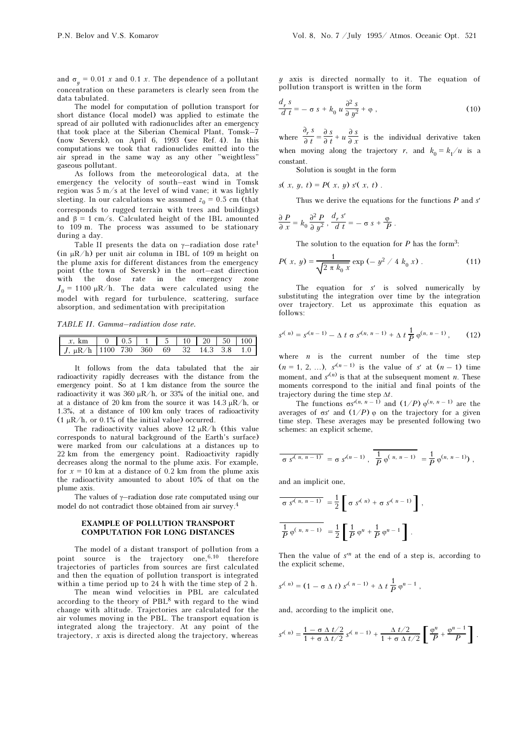and $\sigma_y = 0.01\,x$ and $0.1\,x$. The dependence of a pollutant concentration on these parameters is clearly seen from the data tabulated.

The model for computation of pollution transport for short distance (local model) was applied to estimate the spread of air polluted with radionuclides after an emergency that took place at the Siberian Chemical Plant, Tomsk–7 (now Seversk), on April 6, 1993 (see Ref. 4). In this computations we took that radionuclides emitted into the air spread in the same way as any other "weightless" gaseous pollutant.

As follows from the meteorological data, at the emergency the velocity of south–east wind in Tomsk region was 5 m/s at the level of wind vane; it was lightly sleeting. In our calculations we assumed $z_0 = 0.5$ cm (that corresponds to rugged terrain with trees and buildings) and $\beta = 1$ cm/s. Calculated height of the IBL amounted to 109 m. The process was assumed to be stationary during a day.

Table II presents the data on $\gamma$–radiation dose rate[1] (in $\mu$R/h) per unit air column in IBL of 109 m height on the plume axis for different distances from the emergency point (the town of Seversk) in the nort–east direction with the dose rate in the emergency zone $J_0 = 1100$ $\mu$R/h. The data were calculated using the model with regard for turbulence, scattering, surface absorption, and sedimentation with precipitation

*TABLE II. Gamma–radiation dose rate.*

| $x$, km | 0 | 0.5 | 1 | 5 | 10 | 20 | 50 | 100 |
|---|---|---|---|---|---|---|---|---|
| $J$, $\mu$R/h | 1100 | 730 | 360 | 69 | 32 | 14.3 | 3.8 | 1.0 |

It follows from the data tabulated that the air radioactivity rapidly decreases with the distance from the emergency point. So at 1 km distance from the source the radioactivity it was 360 $\mu$R/h, or 33% of the initial one, and at a distance of 20 km from the source it was 14.3 $\mu$R/h, or 1.3%, at a distance of 100 km only traces of radioactivity (1 $\mu$R/h, or 0.1% of the initial value) occurred.

The radioactivity values above 12 $\mu$R/h (this value corresponds to natural background of the Earth's surface) were marked from our calculations at a distances up to 22 km from the emergency point. Radioactivity rapidly decreases along the normal to the plume axis. For example, for $x = 10$ km at a distance of 0.2 km from the plume axis the radioactivity amounted to about 10% of that on the plume axis.

The values of $\gamma$–radiation dose rate computated using our model do not contradict those obtained from air survey.[4]

## EXAMPLE OF POLLUTION TRANSPORT COMPUTATION FOR LONG DISTANCES

The model of a distant transport of pollution from a point source is the trajectory one,[6,10] therefore trajectories of particles from sources are first calculated and then the equation of pollution transport is integrated within a time period up to 24 h with the time step of 2 h.

The mean wind velocities in PBL are calculated according to the theory of PBL[8] with regard to the wind change with altitude. Trajectories are calculated for the air volumes moving in the PBL. The transport equation is integrated along the trajectory. At any point of the trajectory, $x$ axis is directed along the trajectory, whereas $y$ axis is directed normally to it. The equation of pollution transport is written in the form

$$\frac{d_r\, s}{d\, t} = -\,\sigma\, s + k_0\, u\, \frac{\partial^2 s}{\partial\, y^2} + \varphi\ , \tag{10}$$

where $\dfrac{\partial_r\, s}{\partial\, t} = \dfrac{\partial\, s}{\partial\, t} + u\,\dfrac{\partial\, s}{\partial\, x}$ is the individual derivative taken when moving along the trajectory $r$, and $k_0 = k_1/u$ is a constant.

Solution is sought in the form

$$s(\,x,\ y,\ t) = P(\,x,\ y)\ s'(\,x,\ t)\ .$$

Thus we derive the equations for the functions $P$ and $s'$

$$\frac{\partial\, P}{\partial\, x} = k_0\,\frac{\partial^2 P}{\partial\, y^2}\ ,\ \frac{d_r\, s'}{d\, t} = -\,\sigma\, s + \frac{\varphi}{P}\ .$$

The solution to the equation for $P$ has the form[3]:

$$P(\,x,\ y) = \frac{1}{\sqrt{2\,\pi\, k_0\, x}}\,\exp\left(-\ y^2\ /\ 4\ k_0\, x\right)\ . \tag{11}$$

The equation for $s'$ is solved numerically by substituting the integration over time by the integration over trajectory. Let us approximate this equation as follows:

$$s'^{(\,n)} = s'^{(n\,-\,1)} - \Delta\, t\ \sigma\, s'^{(n,\ n\,-\,1)} + \Delta\, t\,\frac{1}{P}\,\varphi^{(n,\ n\,-\,1)}\ , \tag{12}$$

where $n$ is the current number of the time step ($n = 1, 2, \ldots$), $s'^{(n\,-\,1)}$ is the value of $s'$ at $(n-1)$ time moment, and $s'^{(n)}$ is that at the subsequent moment $n$. These moments correspond to the initial and final points of the trajectory during the time step $\Delta t$.

The functions $\sigma s'^{(n,\ n\,-\,1)}$ and $(1/P)\ \varphi^{(n,\ n\,-\,1)}$ are the averages of $\sigma s'$ and $(1/P)\ \varphi$ on the trajectory for a given time step. These averages may be presented following two schemes: an explicit scheme,

$$\overline{\sigma\ s'^{(\,n,\ n\,-\,1)}} = \sigma\ s'^{(n\,-\,1)}\ ,\ \ \overline{\frac{1}{P}\ \varphi^{(\,n,\ n\,-\,1)}} = \frac{1}{P}\ \varphi^{(n,\ n\,-\,1)})\ ,$$

and an implicit one,

$$\overline{\sigma\ s'^{(\,n,\ n\,-\,1)}} = \frac{1}{2}\left[\ \sigma\ s'^{(\,n)} + \sigma\ s'^{(\,n\,-\,1)}\right]\ ,$$

$$\overline{\frac{1}{P}\ \varphi^{(\,n,\ n\,-\,1)}} = \frac{1}{2}\left[\ \frac{1}{P}\ \varphi^{n} + \frac{1}{P}\ \varphi^{n\,-\,1}\right]\ .$$

Then the value of $s'^{n}$ at the end of a step is, according to the explicit scheme,

$$s'^{(\,n)} = (1 - \sigma\ \Delta\ t)\ s'^{(\,n\,-\,1)} + \Delta\ t\ \frac{1}{P}\ \varphi^{n\,-\,1}\ ,$$

and, according to the implicit one,

$$s'^{(\,n)} = \frac{1 - \sigma\ \Delta\ t/2}{1 + \sigma\ \Delta\ t/2}\ s'^{(\,n\,-\,1)} + \frac{\Delta\ t/2}{1 + \sigma\ \Delta\ t/2}\left[\ \frac{\varphi^{n}}{P} + \frac{\varphi^{n\,-\,1}}{P}\right]\ .$$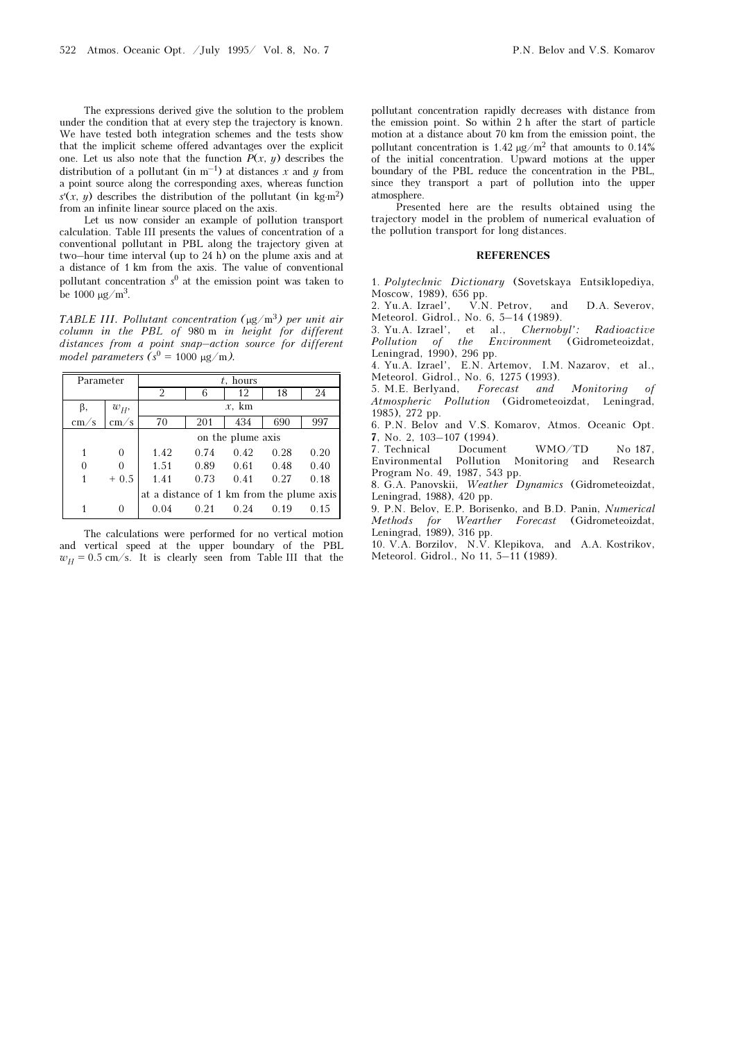The expressions derived give the solution to the problem under the condition that at every step the trajectory is known. We have tested both integration schemes and the tests show that the implicit scheme offered advantages over the explicit one. Let us also note that the function $P(x, y)$ describes the distribution of a pollutant (in $m^{-1}$) at distances $x$ and $y$ from a point source along the corresponding axes, whereas function $s'(x, y)$ describes the distribution of the pollutant (in kg·m$^2$) from an infinite linear source placed on the axis.

Let us now consider an example of pollution transport calculation. Table III presents the values of concentration of a conventional pollutant in PBL along the trajectory given at two–hour time interval (up to 24 h) on the plume axis and at a distance of 1 km from the axis. The value of conventional pollutant concentration $s^0$ at the emission point was taken to be 1000 μg/m$^3$.

*TABLE III. Pollutant concentration* (μg/m$^3$) *per unit air column in the PBL of* 980 m *in height for different distances from a point snap–action source for different model parameters* ($s^0$ = 1000 μg/m).

| Parameter | | $t$, hours | | | | |
|---|---|---|---|---|---|---|
| | | 2 | 6 | 12 | 18 | 24 |
| β, | $w_H$, | $x$, km | | | | |
| cm/s | cm/s | 70 | 201 | 434 | 690 | 997 |
| | | on the plume axis | | | | |
| 1 | 0 | 1.42 | 0.74 | 0.42 | 0.28 | 0.20 |
| 0 | 0 | 1.51 | 0.89 | 0.61 | 0.48 | 0.40 |
| 1 | + 0.5 | 1.41 | 0.73 | 0.41 | 0.27 | 0.18 |
| | | at a distance of 1 km from the plume axis | | | | |
| 1 | 0 | 0.04 | 0.21 | 0.24 | 0.19 | 0.15 |

The calculations were performed for no vertical motion and vertical speed at the upper boundary of the PBL $w_H$ = 0.5 cm/s. It is clearly seen from Table III that the pollutant concentration rapidly decreases with distance from the emission point. So within 2 h after the start of particle motion at a distance about 70 km from the emission point, the pollutant concentration is 1.42 μg/m$^2$ that amounts to 0.14% of the initial concentration. Upward motions at the upper boundary of the PBL reduce the concentration in the PBL, since they transport a part of pollution into the upper atmosphere.

Presented here are the results obtained using the trajectory model in the problem of numerical evaluation of the pollution transport for long distances.

## REFERENCES

1. *Polytechnic Dictionary* (Sovetskaya Entsiklopediya, Moscow, 1989), 656 pp.
2. Yu.A. Izrael', V.N. Petrov, and D.A. Severov, Meteorol. Gidrol., No. 6, 5–14 (1989).
3. Yu.A. Izrael', et al., *Chernobyl': Radioactive Pollution of the Environment* (Gidrometeoizdat, Leningrad, 1990), 296 pp.
4. Yu.A. Izrael', E.N. Artemov, I.M. Nazarov, et al., Meteorol. Gidrol., No. 6, 1275 (1993).
5. M.E. Berlyand, *Forecast and Monitoring of Atmospheric Pollution* (Gidrometeoizdat, Leningrad, 1985), 272 pp.
6. P.N. Belov and V.S. Komarov, Atmos. Oceanic Opt. **7**, No. 2, 103–107 (1994).
7. Technical Document WMO/TD No 187, Environmental Pollution Monitoring and Research Program No. 49, 1987, 543 pp.
8. G.A. Panovskii, *Weather Dynamics* (Gidrometeoizdat, Leningrad, 1988), 420 pp.
9. P.N. Belov, E.P. Borisenko, and B.D. Panin, *Numerical Methods for Wearther Forecast* (Gidrometeoizdat, Leningrad, 1989), 316 pp.
10. V.A. Borzilov, N.V. Klepikova, and A.A. Kostrikov, Meteorol. Gidrol., No 11, 5–11 (1989).